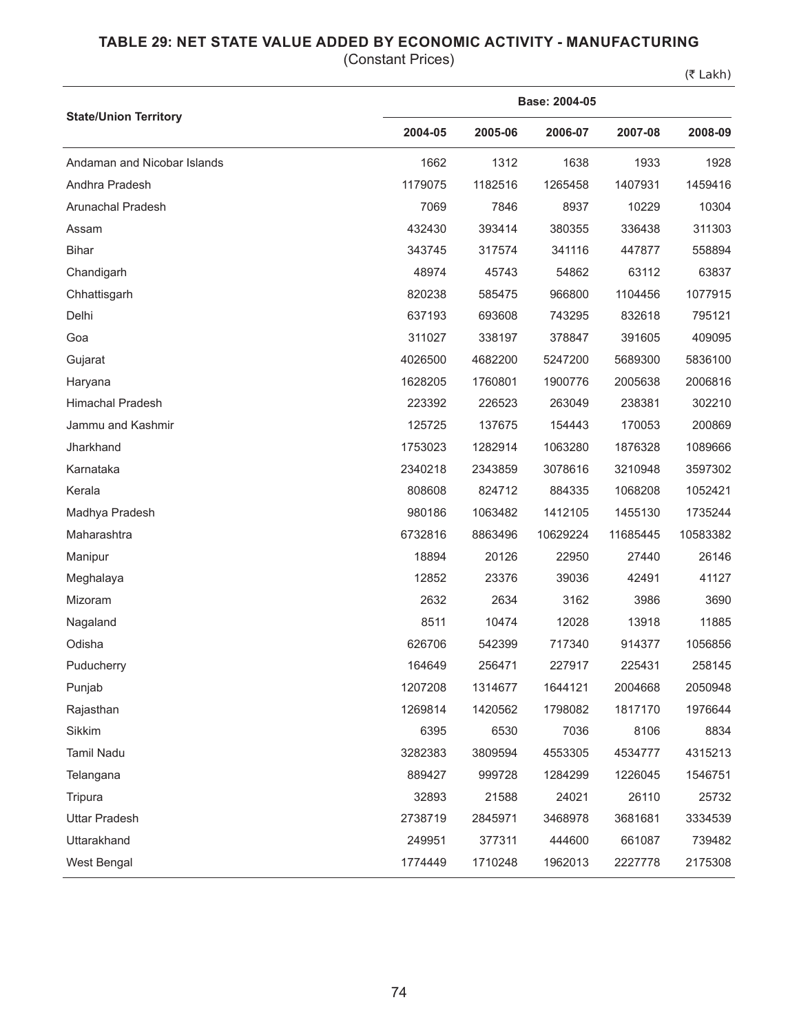# TABLE 29: NET STATE VALUE ADDED BY ECONOMIC ACTIVITY - MANUFACTURING

(Constant Prices)

(₹ Lakh)

| State/Union Territory | Base: 2004-05 | | | | |
|---|---|---|---|---|---|
| | 2004-05 | 2005-06 | 2006-07 | 2007-08 | 2008-09 |
| Andaman and Nicobar Islands | 1662 | 1312 | 1638 | 1933 | 1928 |
| Andhra Pradesh | 1179075 | 1182516 | 1265458 | 1407931 | 1459416 |
| Arunachal Pradesh | 7069 | 7846 | 8937 | 10229 | 10304 |
| Assam | 432430 | 393414 | 380355 | 336438 | 311303 |
| Bihar | 343745 | 317574 | 341116 | 447877 | 558894 |
| Chandigarh | 48974 | 45743 | 54862 | 63112 | 63837 |
| Chhattisgarh | 820238 | 585475 | 966800 | 1104456 | 1077915 |
| Delhi | 637193 | 693608 | 743295 | 832618 | 795121 |
| Goa | 311027 | 338197 | 378847 | 391605 | 409095 |
| Gujarat | 4026500 | 4682200 | 5247200 | 5689300 | 5836100 |
| Haryana | 1628205 | 1760801 | 1900776 | 2005638 | 2006816 |
| Himachal Pradesh | 223392 | 226523 | 263049 | 238381 | 302210 |
| Jammu and Kashmir | 125725 | 137675 | 154443 | 170053 | 200869 |
| Jharkhand | 1753023 | 1282914 | 1063280 | 1876328 | 1089666 |
| Karnataka | 2340218 | 2343859 | 3078616 | 3210948 | 3597302 |
| Kerala | 808608 | 824712 | 884335 | 1068208 | 1052421 |
| Madhya Pradesh | 980186 | 1063482 | 1412105 | 1455130 | 1735244 |
| Maharashtra | 6732816 | 8863496 | 10629224 | 11685445 | 10583382 |
| Manipur | 18894 | 20126 | 22950 | 27440 | 26146 |
| Meghalaya | 12852 | 23376 | 39036 | 42491 | 41127 |
| Mizoram | 2632 | 2634 | 3162 | 3986 | 3690 |
| Nagaland | 8511 | 10474 | 12028 | 13918 | 11885 |
| Odisha | 626706 | 542399 | 717340 | 914377 | 1056856 |
| Puducherry | 164649 | 256471 | 227917 | 225431 | 258145 |
| Punjab | 1207208 | 1314677 | 1644121 | 2004668 | 2050948 |
| Rajasthan | 1269814 | 1420562 | 1798082 | 1817170 | 1976644 |
| Sikkim | 6395 | 6530 | 7036 | 8106 | 8834 |
| Tamil Nadu | 3282383 | 3809594 | 4553305 | 4534777 | 4315213 |
| Telangana | 889427 | 999728 | 1284299 | 1226045 | 1546751 |
| Tripura | 32893 | 21588 | 24021 | 26110 | 25732 |
| Uttar Pradesh | 2738719 | 2845971 | 3468978 | 3681681 | 3334539 |
| Uttarakhand | 249951 | 377311 | 444600 | 661087 | 739482 |
| West Bengal | 1774449 | 1710248 | 1962013 | 2227778 | 2175308 |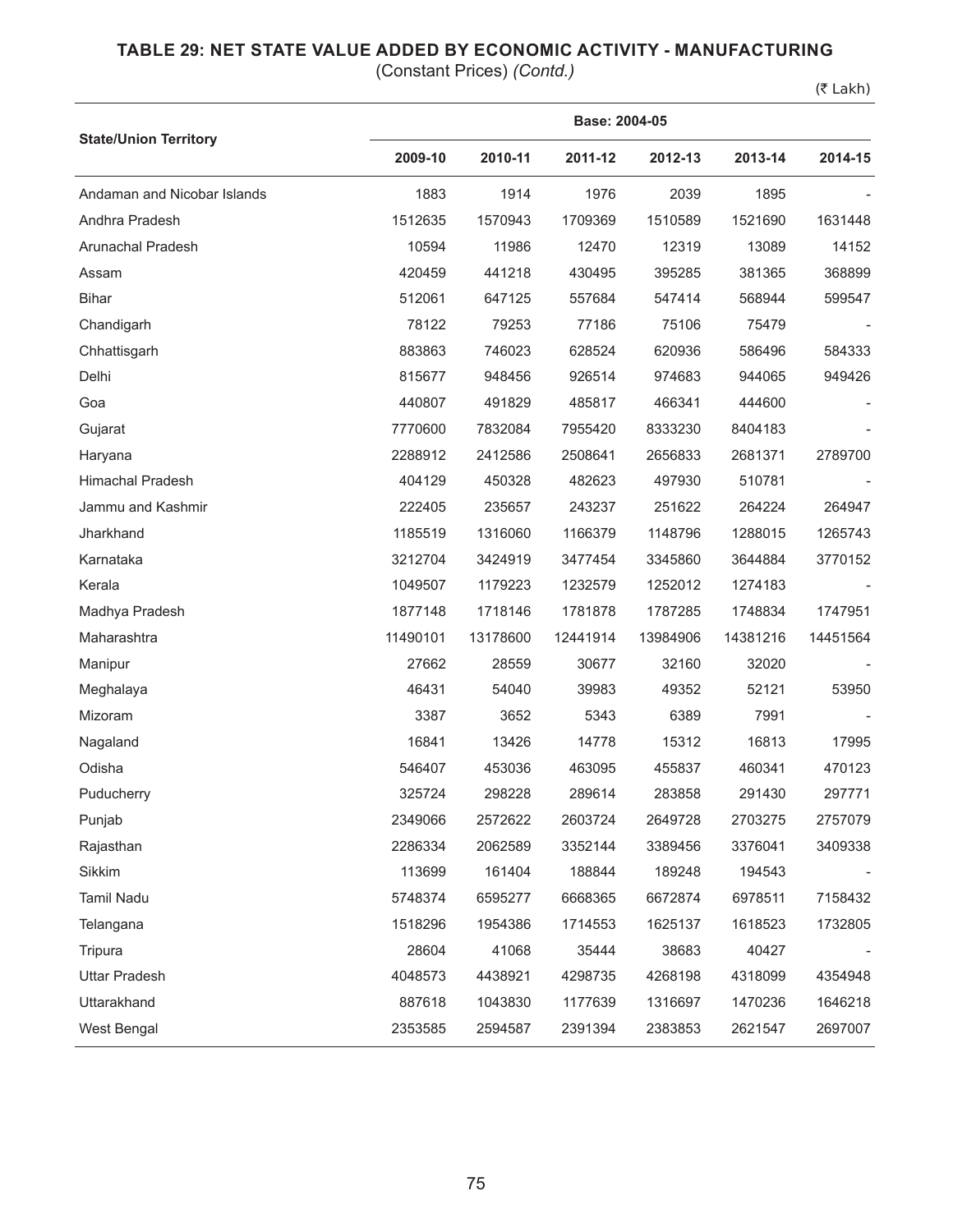# TABLE 29: NET STATE VALUE ADDED BY ECONOMIC ACTIVITY - MANUFACTURING

(Constant Prices) *(Contd.)*

(₹ Lakh)

| State/Union Territory | Base: 2004-05 | | | | | |
|---|---|---|---|---|---|---|
| | 2009-10 | 2010-11 | 2011-12 | 2012-13 | 2013-14 | 2014-15 |
| Andaman and Nicobar Islands | 1883 | 1914 | 1976 | 2039 | 1895 | - |
| Andhra Pradesh | 1512635 | 1570943 | 1709369 | 1510589 | 1521690 | 1631448 |
| Arunachal Pradesh | 10594 | 11986 | 12470 | 12319 | 13089 | 14152 |
| Assam | 420459 | 441218 | 430495 | 395285 | 381365 | 368899 |
| Bihar | 512061 | 647125 | 557684 | 547414 | 568944 | 599547 |
| Chandigarh | 78122 | 79253 | 77186 | 75106 | 75479 | - |
| Chhattisgarh | 883863 | 746023 | 628524 | 620936 | 586496 | 584333 |
| Delhi | 815677 | 948456 | 926514 | 974683 | 944065 | 949426 |
| Goa | 440807 | 491829 | 485817 | 466341 | 444600 | - |
| Gujarat | 7770600 | 7832084 | 7955420 | 8333230 | 8404183 | - |
| Haryana | 2288912 | 2412586 | 2508641 | 2656833 | 2681371 | 2789700 |
| Himachal Pradesh | 404129 | 450328 | 482623 | 497930 | 510781 | - |
| Jammu and Kashmir | 222405 | 235657 | 243237 | 251622 | 264224 | 264947 |
| Jharkhand | 1185519 | 1316060 | 1166379 | 1148796 | 1288015 | 1265743 |
| Karnataka | 3212704 | 3424919 | 3477454 | 3345860 | 3644884 | 3770152 |
| Kerala | 1049507 | 1179223 | 1232579 | 1252012 | 1274183 | - |
| Madhya Pradesh | 1877148 | 1718146 | 1781878 | 1787285 | 1748834 | 1747951 |
| Maharashtra | 11490101 | 13178600 | 12441914 | 13984906 | 14381216 | 14451564 |
| Manipur | 27662 | 28559 | 30677 | 32160 | 32020 | - |
| Meghalaya | 46431 | 54040 | 39983 | 49352 | 52121 | 53950 |
| Mizoram | 3387 | 3652 | 5343 | 6389 | 7991 | - |
| Nagaland | 16841 | 13426 | 14778 | 15312 | 16813 | 17995 |
| Odisha | 546407 | 453036 | 463095 | 455837 | 460341 | 470123 |
| Puducherry | 325724 | 298228 | 289614 | 283858 | 291430 | 297771 |
| Punjab | 2349066 | 2572622 | 2603724 | 2649728 | 2703275 | 2757079 |
| Rajasthan | 2286334 | 2062589 | 3352144 | 3389456 | 3376041 | 3409338 |
| Sikkim | 113699 | 161404 | 188844 | 189248 | 194543 | - |
| Tamil Nadu | 5748374 | 6595277 | 6668365 | 6672874 | 6978511 | 7158432 |
| Telangana | 1518296 | 1954386 | 1714553 | 1625137 | 1618523 | 1732805 |
| Tripura | 28604 | 41068 | 35444 | 38683 | 40427 | - |
| Uttar Pradesh | 4048573 | 4438921 | 4298735 | 4268198 | 4318099 | 4354948 |
| Uttarakhand | 887618 | 1043830 | 1177639 | 1316697 | 1470236 | 1646218 |
| West Bengal | 2353585 | 2594587 | 2391394 | 2383853 | 2621547 | 2697007 |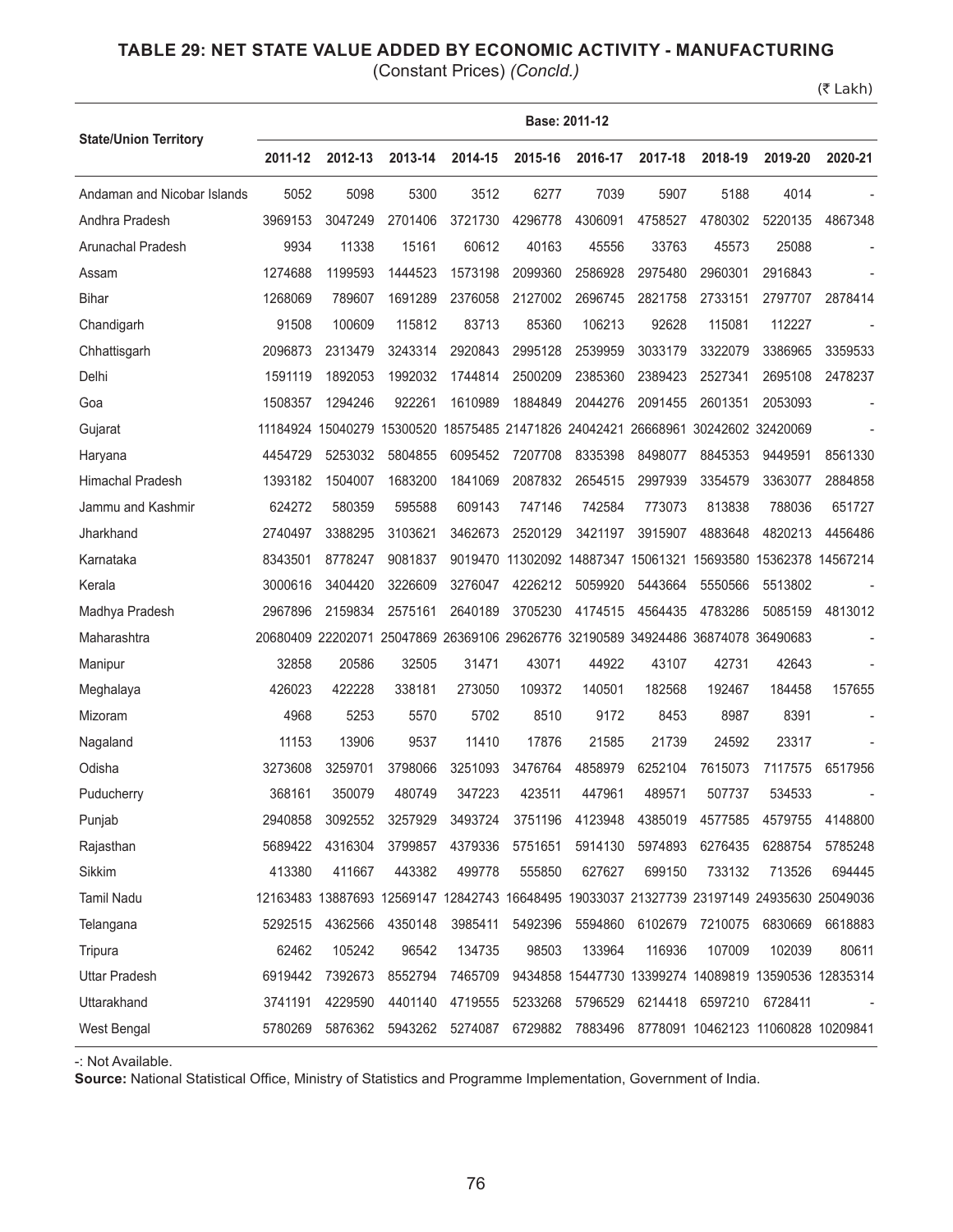## TABLE 29: NET STATE VALUE ADDED BY ECONOMIC ACTIVITY - MANUFACTURING

(Constant Prices) *(Concld.)*

(₹ Lakh)

| State/Union Territory | Base: 2011-12 | | | | | | | | | |
|---|---|---|---|---|---|---|---|---|---|---|
| | 2011-12 | 2012-13 | 2013-14 | 2014-15 | 2015-16 | 2016-17 | 2017-18 | 2018-19 | 2019-20 | 2020-21 |
| Andaman and Nicobar Islands | 5052 | 5098 | 5300 | 3512 | 6277 | 7039 | 5907 | 5188 | 4014 | - |
| Andhra Pradesh | 3969153 | 3047249 | 2701406 | 3721730 | 4296778 | 4306091 | 4758527 | 4780302 | 5220135 | 4867348 |
| Arunachal Pradesh | 9934 | 11338 | 15161 | 60612 | 40163 | 45556 | 33763 | 45573 | 25088 | - |
| Assam | 1274688 | 1199593 | 1444523 | 1573198 | 2099360 | 2586928 | 2975480 | 2960301 | 2916843 | - |
| Bihar | 1268069 | 789607 | 1691289 | 2376058 | 2127002 | 2696745 | 2821758 | 2733151 | 2797707 | 2878414 |
| Chandigarh | 91508 | 100609 | 115812 | 83713 | 85360 | 106213 | 92628 | 115081 | 112227 | - |
| Chhattisgarh | 2096873 | 2313479 | 3243314 | 2920843 | 2995128 | 2539959 | 3033179 | 3322079 | 3386965 | 3359533 |
| Delhi | 1591119 | 1892053 | 1992032 | 1744814 | 2500209 | 2385360 | 2389423 | 2527341 | 2695108 | 2478237 |
| Goa | 1508357 | 1294246 | 922261 | 1610989 | 1884849 | 2044276 | 2091455 | 2601351 | 2053093 | - |
| Gujarat | 11184924 | 15040279 | 15300520 | 18575485 | 21471826 | 24042421 | 26668961 | 30242602 | 32420069 | - |
| Haryana | 4454729 | 5253032 | 5804855 | 6095452 | 7207708 | 8335398 | 8498077 | 8845353 | 9449591 | 8561330 |
| Himachal Pradesh | 1393182 | 1504007 | 1683200 | 1841069 | 2087832 | 2654515 | 2997939 | 3354579 | 3363077 | 2884858 |
| Jammu and Kashmir | 624272 | 580359 | 595588 | 609143 | 747146 | 742584 | 773073 | 813838 | 788036 | 651727 |
| Jharkhand | 2740497 | 3388295 | 3103621 | 3462673 | 2520129 | 3421197 | 3915907 | 4883648 | 4820213 | 4456486 |
| Karnataka | 8343501 | 8778247 | 9081837 | 9019470 | 11302092 | 14887347 | 15061321 | 15693580 | 15362378 | 14567214 |
| Kerala | 3000616 | 3404420 | 3226609 | 3276047 | 4226212 | 5059920 | 5443664 | 5550566 | 5513802 | - |
| Madhya Pradesh | 2967896 | 2159834 | 2575161 | 2640189 | 3705230 | 4174515 | 4564435 | 4783286 | 5085159 | 4813012 |
| Maharashtra | 20680409 | 22202071 | 25047869 | 26369106 | 29626776 | 32190589 | 34924486 | 36874078 | 36490683 | - |
| Manipur | 32858 | 20586 | 32505 | 31471 | 43071 | 44922 | 43107 | 42731 | 42643 | - |
| Meghalaya | 426023 | 422228 | 338181 | 273050 | 109372 | 140501 | 182568 | 192467 | 184458 | 157655 |
| Mizoram | 4968 | 5253 | 5570 | 5702 | 8510 | 9172 | 8453 | 8987 | 8391 | - |
| Nagaland | 11153 | 13906 | 9537 | 11410 | 17876 | 21585 | 21739 | 24592 | 23317 | - |
| Odisha | 3273608 | 3259701 | 3798066 | 3251093 | 3476764 | 4858979 | 6252104 | 7615073 | 7117575 | 6517956 |
| Puducherry | 368161 | 350079 | 480749 | 347223 | 423511 | 447961 | 489571 | 507737 | 534533 | - |
| Punjab | 2940858 | 3092552 | 3257929 | 3493724 | 3751196 | 4123948 | 4385019 | 4577585 | 4579755 | 4148800 |
| Rajasthan | 5689422 | 4316304 | 3799857 | 4379336 | 5751651 | 5914130 | 5974893 | 6276435 | 6288754 | 5785248 |
| Sikkim | 413380 | 411667 | 443382 | 499778 | 555850 | 627627 | 699150 | 733132 | 713526 | 694445 |
| Tamil Nadu | 12163483 | 13887693 | 12569147 | 12842743 | 16648495 | 19033037 | 21327739 | 23197149 | 24935630 | 25049036 |
| Telangana | 5292515 | 4362566 | 4350148 | 3985411 | 5492396 | 5594860 | 6102679 | 7210075 | 6830669 | 6618883 |
| Tripura | 62462 | 105242 | 96542 | 134735 | 98503 | 133964 | 116936 | 107009 | 102039 | 80611 |
| Uttar Pradesh | 6919442 | 7392673 | 8552794 | 7465709 | 9434858 | 15447730 | 13399274 | 14089819 | 13590536 | 12835314 |
| Uttarakhand | 3741191 | 4229590 | 4401140 | 4719555 | 5233268 | 5796529 | 6214418 | 6597210 | 6728411 | - |
| West Bengal | 5780269 | 5876362 | 5943262 | 5274087 | 6729882 | 7883496 | 8778091 | 10462123 | 11060828 | 10209841 |

-: Not Available.

**Source:** National Statistical Office, Ministry of Statistics and Programme Implementation, Government of India.